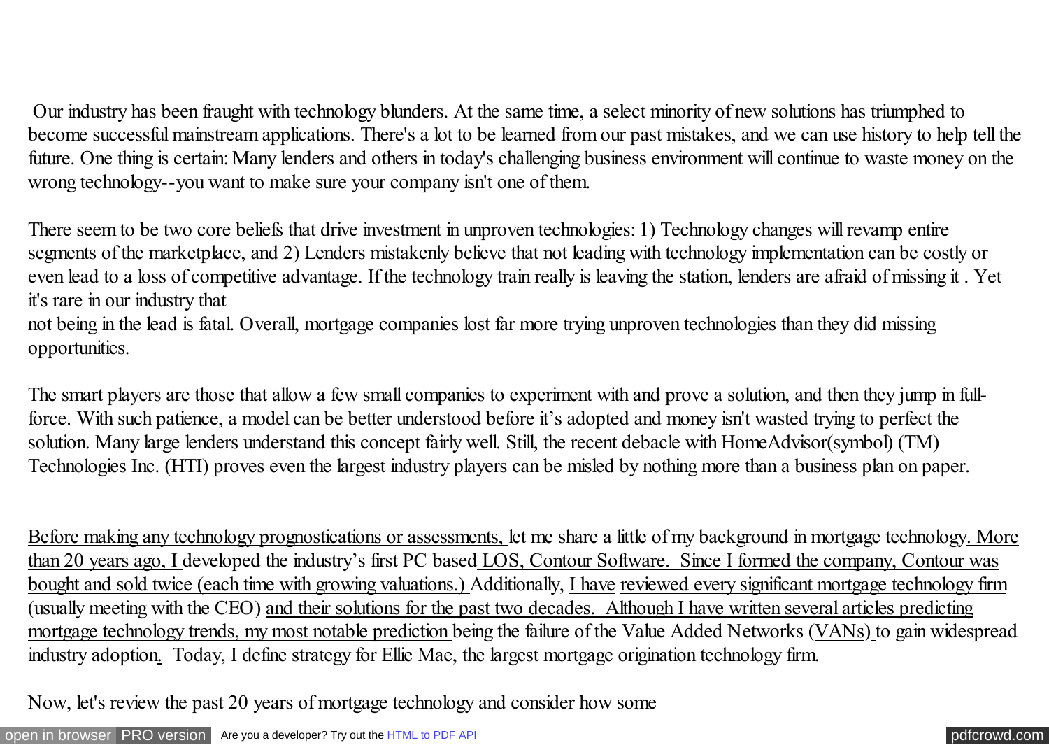Our industry has been fraught with technology blunders. At the same time, a select minority of new solutions has triumphed to become successful mainstream applications. There's a lot to be learned from our past mistakes, and we can use history to help tell the future. One thing is certain: Many lenders and others in today's challenging business environment will continue to waste money on the wrong technology--you want to make sure your company isn't one of them.

There seem to be two core beliefs that drive investment in unproven technologies: 1) Technology changes will revamp entire segments of the marketplace, and 2) Lenders mistakenly believe that not leading with technology implementation can be costly or even lead to a loss of competitive advantage. If the technology train really is leaving the station, lenders are afraid of missing it . Yet it's rare in our industry that
not being in the lead is fatal. Overall, mortgage companies lost far more trying unproven technologies than they did missing opportunities.

The smart players are those that allow a few small companies to experiment with and prove a solution, and then they jump in full-force. With such patience, a model can be better understood before it's adopted and money isn't wasted trying to perfect the solution. Many large lenders understand this concept fairly well. Still, the recent debacle with HomeAdvisor(symbol) (TM) Technologies Inc. (HTI) proves even the largest industry players can be misled by nothing more than a business plan on paper.

Before making any technology prognostications or assessments, let me share a little of my background in mortgage technology. More than 20 years ago, I developed the industry's first PC based LOS, Contour Software. Since I formed the company, Contour was bought and sold twice (each time with growing valuations.) Additionally, I have reviewed every significant mortgage technology firm (usually meeting with the CEO) and their solutions for the past two decades. Although I have written several articles predicting mortgage technology trends, my most notable prediction being the failure of the Value Added Networks (VANs) to gain widespread industry adoption. Today, I define strategy for Ellie Mae, the largest mortgage origination technology firm.

Now, let's review the past 20 years of mortgage technology and consider how some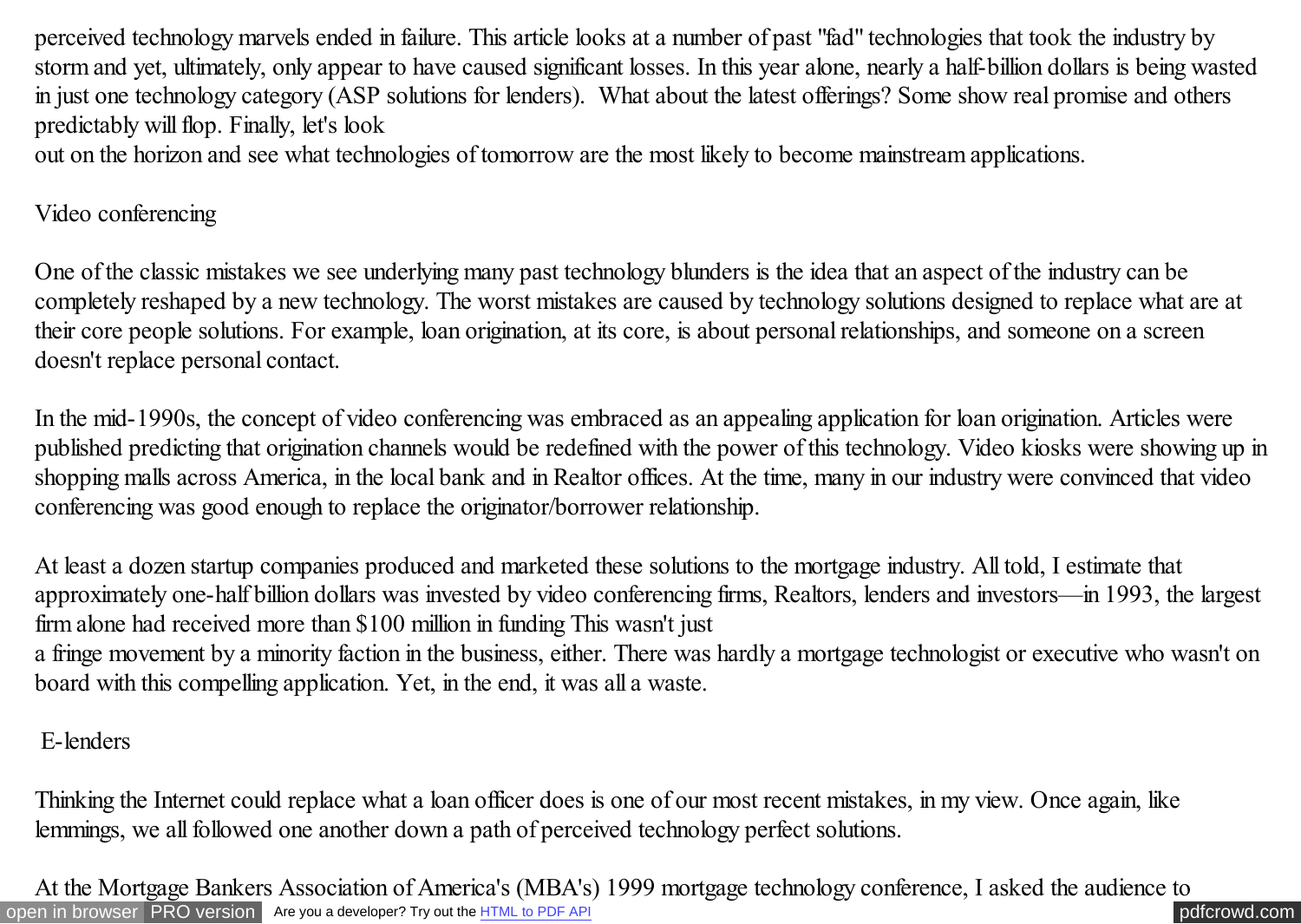perceived technology marvels ended in failure. This article looks at a number of past "fad" technologies that took the industry by storm and yet, ultimately, only appear to have caused significant losses. In this year alone, nearly a half-billion dollars is being wasted in just one technology category (ASP solutions for lenders). What about the latest offerings? Some show real promise and others predictably will flop. Finally, let's look out on the horizon and see what technologies of tomorrow are the most likely to become mainstream applications.

## Video conferencing

One of the classic mistakes we see underlying many past technology blunders is the idea that an aspect of the industry can be completely reshaped by a new technology. The worst mistakes are caused by technology solutions designed to replace what are at their core people solutions. For example, loan origination, at its core, is about personal relationships, and someone on a screen doesn't replace personal contact.

In the mid-1990s, the concept of video conferencing was embraced as an appealing application for loan origination. Articles were published predicting that origination channels would be redefined with the power of this technology. Video kiosks were showing up in shopping malls across America, in the local bank and in Realtor offices. At the time, many in our industry were convinced that video conferencing was good enough to replace the originator/borrower relationship.

At least a dozen startup companies produced and marketed these solutions to the mortgage industry. All told, I estimate that approximately one-half billion dollars was invested by video conferencing firms, Realtors, lenders and investors—in 1993, the largest firm alone had received more than $100 million in funding This wasn't just a fringe movement by a minority faction in the business, either. There was hardly a mortgage technologist or executive who wasn't on board with this compelling application. Yet, in the end, it was all a waste.

## E-lenders

Thinking the Internet could replace what a loan officer does is one of our most recent mistakes, in my view. Once again, like lemmings, we all followed one another down a path of perceived technology perfect solutions.

At the Mortgage Bankers Association of America's (MBA's) 1999 mortgage technology conference, I asked the audience to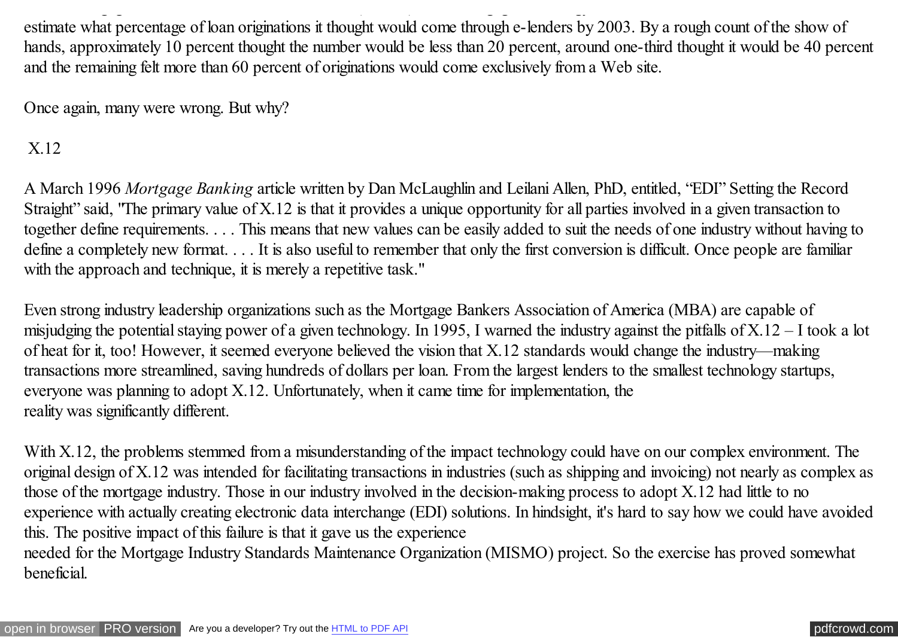estimate what percentage of loan originations it thought would come through e-lenders by 2003. By a rough count of the show of hands, approximately 10 percent thought the number would be less than 20 percent, around one-third thought it would be 40 percent and the remaining felt more than 60 percent of originations would come exclusively from a Web site.

Once again, many were wrong. But why?

## X.12

A March 1996 *Mortgage Banking* article written by Dan McLaughlin and Leilani Allen, PhD, entitled, "EDI" Setting the Record Straight" said, "The primary value of X.12 is that it provides a unique opportunity for all parties involved in a given transaction to together define requirements. . . . This means that new values can be easily added to suit the needs of one industry without having to define a completely new format. . . . It is also useful to remember that only the first conversion is difficult. Once people are familiar with the approach and technique, it is merely a repetitive task."

Even strong industry leadership organizations such as the Mortgage Bankers Association of America (MBA) are capable of misjudging the potential staying power of a given technology. In 1995, I warned the industry against the pitfalls of X.12 – I took a lot of heat for it, too! However, it seemed everyone believed the vision that X.12 standards would change the industry—making transactions more streamlined, saving hundreds of dollars per loan. From the largest lenders to the smallest technology startups, everyone was planning to adopt X.12. Unfortunately, when it came time for implementation, the reality was significantly different.

With X.12, the problems stemmed from a misunderstanding of the impact technology could have on our complex environment. The original design of X.12 was intended for facilitating transactions in industries (such as shipping and invoicing) not nearly as complex as those of the mortgage industry. Those in our industry involved in the decision-making process to adopt X.12 had little to no experience with actually creating electronic data interchange (EDI) solutions. In hindsight, it's hard to say how we could have avoided this. The positive impact of this failure is that it gave us the experience needed for the Mortgage Industry Standards Maintenance Organization (MISMO) project. So the exercise has proved somewhat beneficial.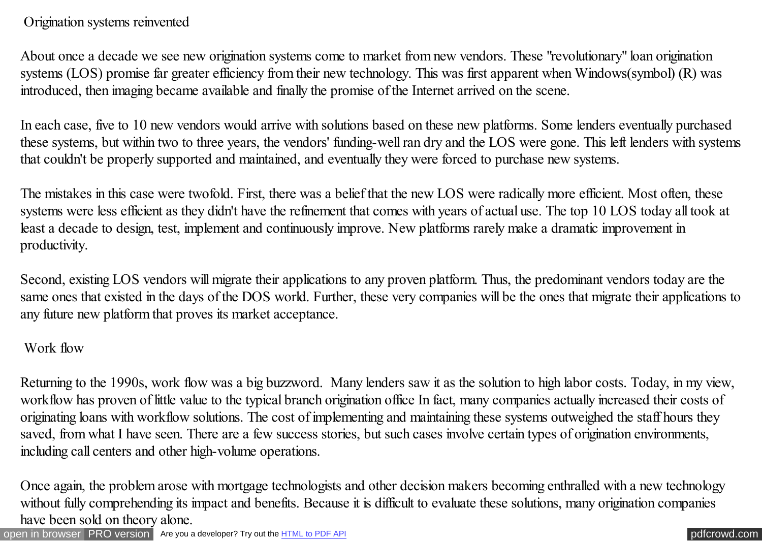## Origination systems reinvented

About once a decade we see new origination systems come to market from new vendors. These "revolutionary" loan origination systems (LOS) promise far greater efficiency from their new technology. This was first apparent when Windows(symbol) (R) was introduced, then imaging became available and finally the promise of the Internet arrived on the scene.

In each case, five to 10 new vendors would arrive with solutions based on these new platforms. Some lenders eventually purchased these systems, but within two to three years, the vendors' funding-well ran dry and the LOS were gone. This left lenders with systems that couldn't be properly supported and maintained, and eventually they were forced to purchase new systems.

The mistakes in this case were twofold. First, there was a belief that the new LOS were radically more efficient. Most often, these systems were less efficient as they didn't have the refinement that comes with years of actual use. The top 10 LOS today all took at least a decade to design, test, implement and continuously improve. New platforms rarely make a dramatic improvement in productivity.

Second, existing LOS vendors will migrate their applications to any proven platform. Thus, the predominant vendors today are the same ones that existed in the days of the DOS world. Further, these very companies will be the ones that migrate their applications to any future new platform that proves its market acceptance.

## Work flow

Returning to the 1990s, work flow was a big buzzword. Many lenders saw it as the solution to high labor costs. Today, in my view, workflow has proven of little value to the typical branch origination office In fact, many companies actually increased their costs of originating loans with workflow solutions. The cost of implementing and maintaining these systems outweighed the staff hours they saved, from what I have seen. There are a few success stories, but such cases involve certain types of origination environments, including call centers and other high-volume operations.

Once again, the problem arose with mortgage technologists and other decision makers becoming enthralled with a new technology without fully comprehending its impact and benefits. Because it is difficult to evaluate these solutions, many origination companies have been sold on theory alone.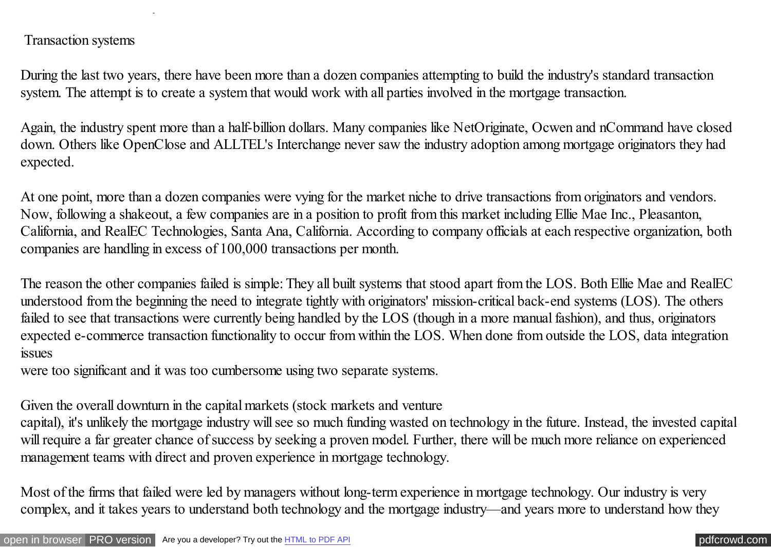## Transaction systems

During the last two years, there have been more than a dozen companies attempting to build the industry's standard transaction system. The attempt is to create a system that would work with all parties involved in the mortgage transaction.

Again, the industry spent more than a half-billion dollars. Many companies like NetOriginate, Ocwen and nCommand have closed down. Others like OpenClose and ALLTEL's Interchange never saw the industry adoption among mortgage originators they had expected.

At one point, more than a dozen companies were vying for the market niche to drive transactions from originators and vendors. Now, following a shakeout, a few companies are in a position to profit from this market including Ellie Mae Inc., Pleasanton, California, and RealEC Technologies, Santa Ana, California. According to company officials at each respective organization, both companies are handling in excess of 100,000 transactions per month.

The reason the other companies failed is simple: They all built systems that stood apart from the LOS. Both Ellie Mae and RealEC understood from the beginning the need to integrate tightly with originators' mission-critical back-end systems (LOS). The others failed to see that transactions were currently being handled by the LOS (though in a more manual fashion), and thus, originators expected e-commerce transaction functionality to occur from within the LOS. When done from outside the LOS, data integration issues were too significant and it was too cumbersome using two separate systems.

Given the overall downturn in the capital markets (stock markets and venture capital), it's unlikely the mortgage industry will see so much funding wasted on technology in the future. Instead, the invested capital will require a far greater chance of success by seeking a proven model. Further, there will be much more reliance on experienced management teams with direct and proven experience in mortgage technology.

Most of the firms that failed were led by managers without long-term experience in mortgage technology. Our industry is very complex, and it takes years to understand both technology and the mortgage industry—and years more to understand how they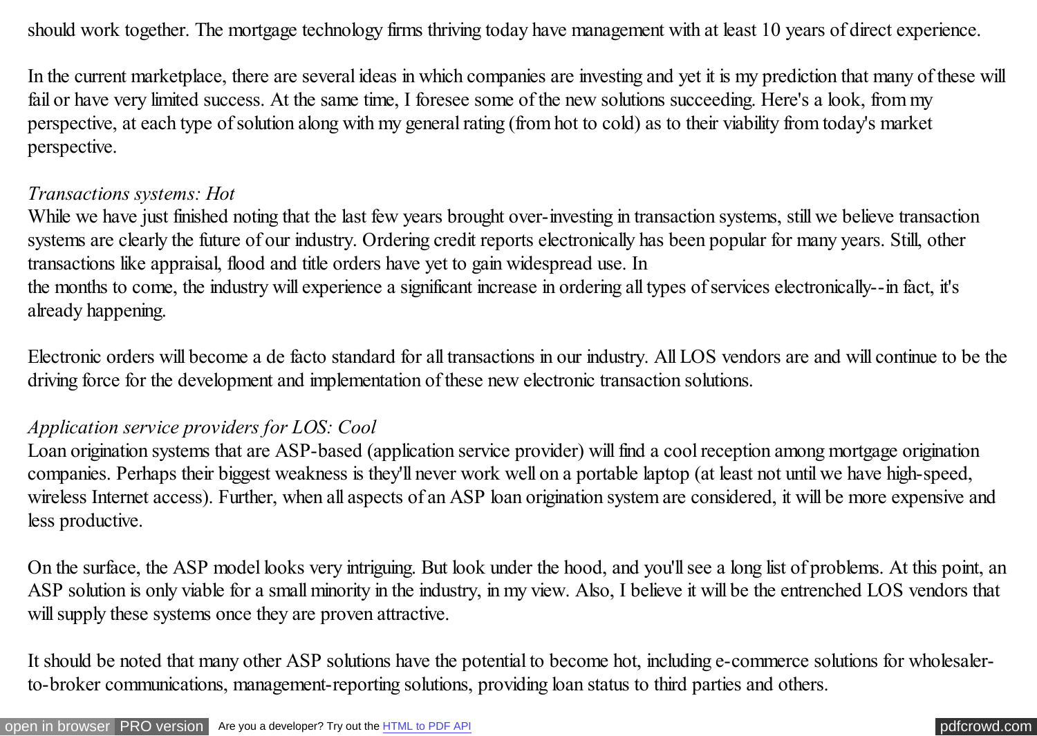should work together. The mortgage technology firms thriving today have management with at least 10 years of direct experience.

In the current marketplace, there are several ideas in which companies are investing and yet it is my prediction that many of these will fail or have very limited success. At the same time, I foresee some of the new solutions succeeding. Here's a look, from my perspective, at each type of solution along with my general rating (from hot to cold) as to their viability from today's market perspective.

*Transactions systems: Hot*
While we have just finished noting that the last few years brought over-investing in transaction systems, still we believe transaction systems are clearly the future of our industry. Ordering credit reports electronically has been popular for many years. Still, other transactions like appraisal, flood and title orders have yet to gain widespread use. In the months to come, the industry will experience a significant increase in ordering all types of services electronically--in fact, it's already happening.

Electronic orders will become a de facto standard for all transactions in our industry. All LOS vendors are and will continue to be the driving force for the development and implementation of these new electronic transaction solutions.

*Application service providers for LOS: Cool*
Loan origination systems that are ASP-based (application service provider) will find a cool reception among mortgage origination companies. Perhaps their biggest weakness is they'll never work well on a portable laptop (at least not until we have high-speed, wireless Internet access). Further, when all aspects of an ASP loan origination system are considered, it will be more expensive and less productive.

On the surface, the ASP model looks very intriguing. But look under the hood, and you'll see a long list of problems. At this point, an ASP solution is only viable for a small minority in the industry, in my view. Also, I believe it will be the entrenched LOS vendors that will supply these systems once they are proven attractive.

It should be noted that many other ASP solutions have the potential to become hot, including e-commerce solutions for wholesaler-to-broker communications, management-reporting solutions, providing loan status to third parties and others.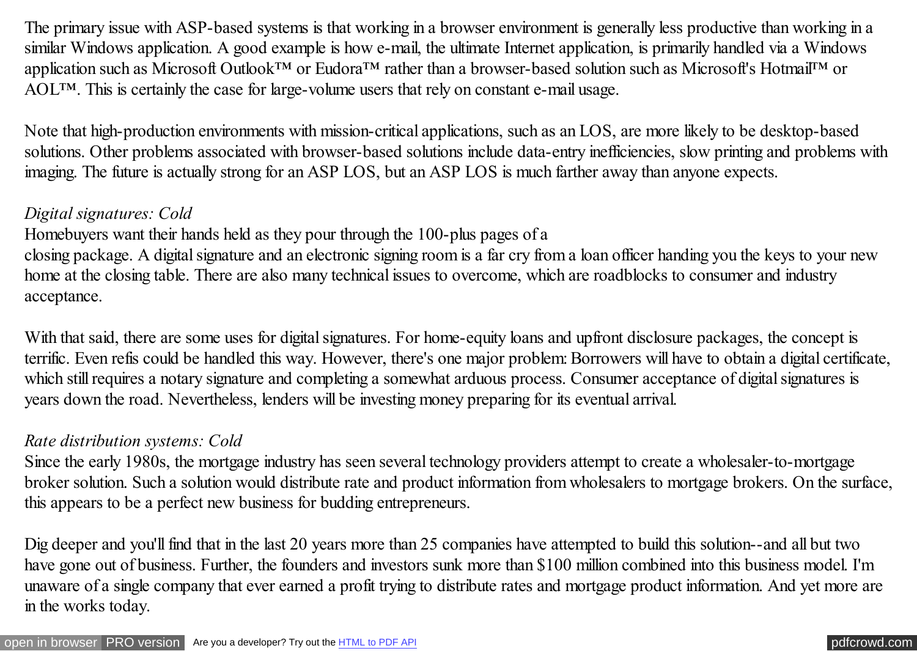The primary issue with ASP-based systems is that working in a browser environment is generally less productive than working in a similar Windows application. A good example is how e-mail, the ultimate Internet application, is primarily handled via a Windows application such as Microsoft Outlook™ or Eudora™ rather than a browser-based solution such as Microsoft's Hotmail™ or AOL™. This is certainly the case for large-volume users that rely on constant e-mail usage.

Note that high-production environments with mission-critical applications, such as an LOS, are more likely to be desktop-based solutions. Other problems associated with browser-based solutions include data-entry inefficiencies, slow printing and problems with imaging. The future is actually strong for an ASP LOS, but an ASP LOS is much farther away than anyone expects.

*Digital signatures: Cold*

Homebuyers want their hands held as they pour through the 100-plus pages of a closing package. A digital signature and an electronic signing room is a far cry from a loan officer handing you the keys to your new home at the closing table. There are also many technical issues to overcome, which are roadblocks to consumer and industry acceptance.

With that said, there are some uses for digital signatures. For home-equity loans and upfront disclosure packages, the concept is terrific. Even refis could be handled this way. However, there's one major problem: Borrowers will have to obtain a digital certificate, which still requires a notary signature and completing a somewhat arduous process. Consumer acceptance of digital signatures is years down the road. Nevertheless, lenders will be investing money preparing for its eventual arrival.

*Rate distribution systems: Cold*

Since the early 1980s, the mortgage industry has seen several technology providers attempt to create a wholesaler-to-mortgage broker solution. Such a solution would distribute rate and product information from wholesalers to mortgage brokers. On the surface, this appears to be a perfect new business for budding entrepreneurs.

Dig deeper and you'll find that in the last 20 years more than 25 companies have attempted to build this solution--and all but two have gone out of business. Further, the founders and investors sunk more than $100 million combined into this business model. I'm unaware of a single company that ever earned a profit trying to distribute rates and mortgage product information. And yet more are in the works today.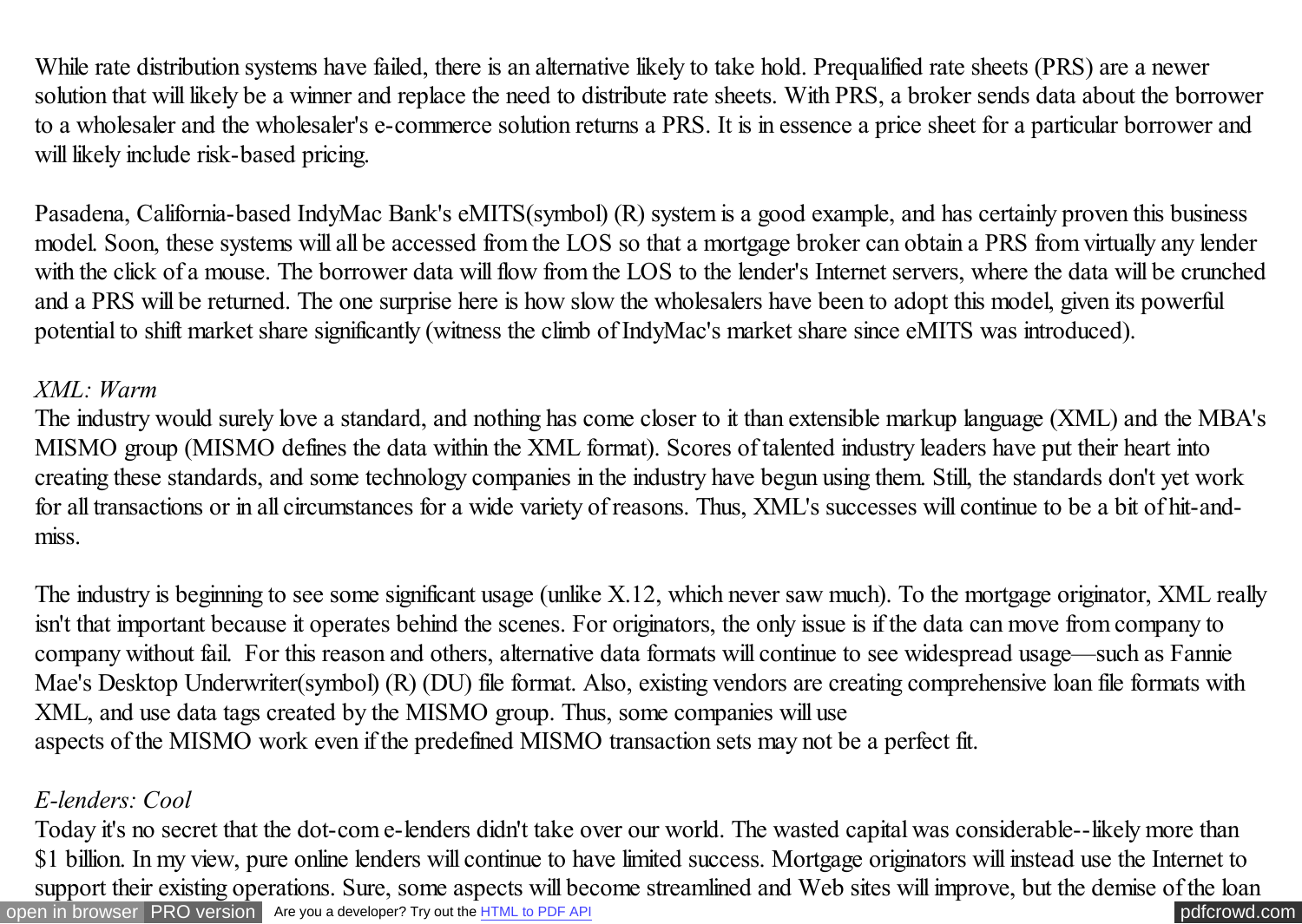While rate distribution systems have failed, there is an alternative likely to take hold. Prequalified rate sheets (PRS) are a newer solution that will likely be a winner and replace the need to distribute rate sheets. With PRS, a broker sends data about the borrower to a wholesaler and the wholesaler's e-commerce solution returns a PRS. It is in essence a price sheet for a particular borrower and will likely include risk-based pricing.

Pasadena, California-based IndyMac Bank's eMITS(symbol) (R) system is a good example, and has certainly proven this business model. Soon, these systems will all be accessed from the LOS so that a mortgage broker can obtain a PRS from virtually any lender with the click of a mouse. The borrower data will flow from the LOS to the lender's Internet servers, where the data will be crunched and a PRS will be returned. The one surprise here is how slow the wholesalers have been to adopt this model, given its powerful potential to shift market share significantly (witness the climb of IndyMac's market share since eMITS was introduced).

*XML: Warm*

The industry would surely love a standard, and nothing has come closer to it than extensible markup language (XML) and the MBA's MISMO group (MISMO defines the data within the XML format). Scores of talented industry leaders have put their heart into creating these standards, and some technology companies in the industry have begun using them. Still, the standards don't yet work for all transactions or in all circumstances for a wide variety of reasons. Thus, XML's successes will continue to be a bit of hit-and-miss.

The industry is beginning to see some significant usage (unlike X.12, which never saw much). To the mortgage originator, XML really isn't that important because it operates behind the scenes. For originators, the only issue is if the data can move from company to company without fail. For this reason and others, alternative data formats will continue to see widespread usage—such as Fannie Mae's Desktop Underwriter(symbol) (R) (DU) file format. Also, existing vendors are creating comprehensive loan file formats with XML, and use data tags created by the MISMO group. Thus, some companies will use aspects of the MISMO work even if the predefined MISMO transaction sets may not be a perfect fit.

*E-lenders: Cool*

Today it's no secret that the dot-com e-lenders didn't take over our world. The wasted capital was considerable--likely more than $1 billion. In my view, pure online lenders will continue to have limited success. Mortgage originators will instead use the Internet to support their existing operations. Sure, some aspects will become streamlined and Web sites will improve, but the demise of the loan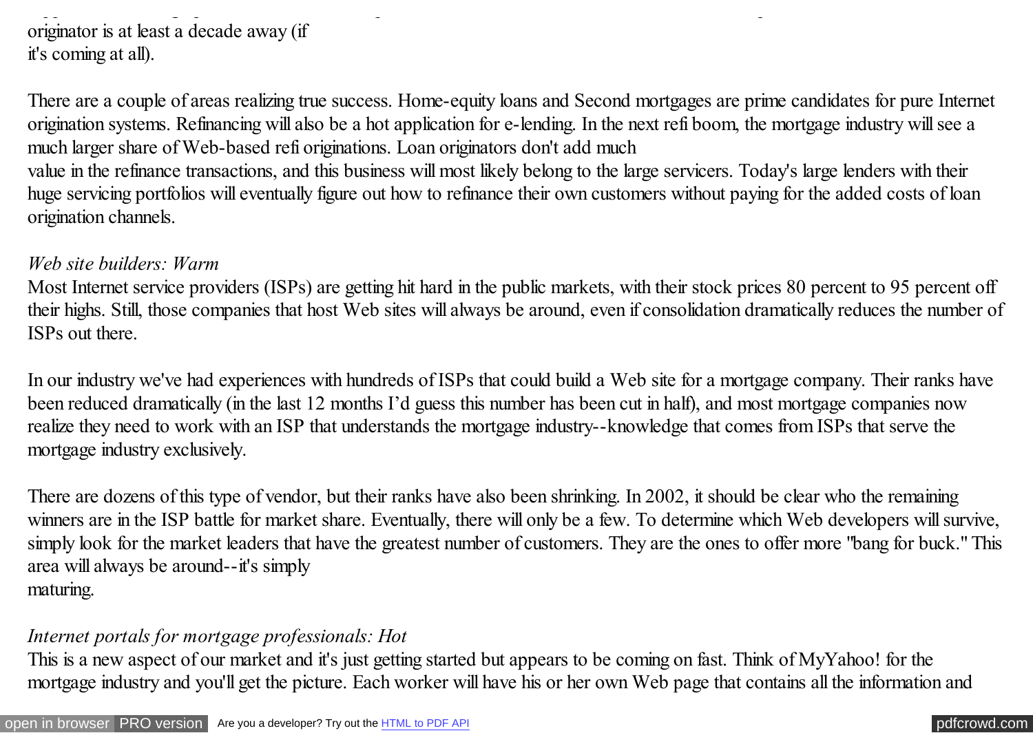originator is at least a decade away (if it's coming at all).

There are a couple of areas realizing true success. Home-equity loans and Second mortgages are prime candidates for pure Internet origination systems. Refinancing will also be a hot application for e-lending. In the next refi boom, the mortgage industry will see a much larger share of Web-based refi originations. Loan originators don't add much value in the refinance transactions, and this business will most likely belong to the large servicers. Today's large lenders with their huge servicing portfolios will eventually figure out how to refinance their own customers without paying for the added costs of loan origination channels.

*Web site builders: Warm*

Most Internet service providers (ISPs) are getting hit hard in the public markets, with their stock prices 80 percent to 95 percent off their highs. Still, those companies that host Web sites will always be around, even if consolidation dramatically reduces the number of ISPs out there.

In our industry we've had experiences with hundreds of ISPs that could build a Web site for a mortgage company. Their ranks have been reduced dramatically (in the last 12 months I'd guess this number has been cut in half), and most mortgage companies now realize they need to work with an ISP that understands the mortgage industry--knowledge that comes from ISPs that serve the mortgage industry exclusively.

There are dozens of this type of vendor, but their ranks have also been shrinking. In 2002, it should be clear who the remaining winners are in the ISP battle for market share. Eventually, there will only be a few. To determine which Web developers will survive, simply look for the market leaders that have the greatest number of customers. They are the ones to offer more "bang for buck." This area will always be around--it's simply maturing.

*Internet portals for mortgage professionals: Hot*

This is a new aspect of our market and it's just getting started but appears to be coming on fast. Think of MyYahoo! for the mortgage industry and you'll get the picture. Each worker will have his or her own Web page that contains all the information and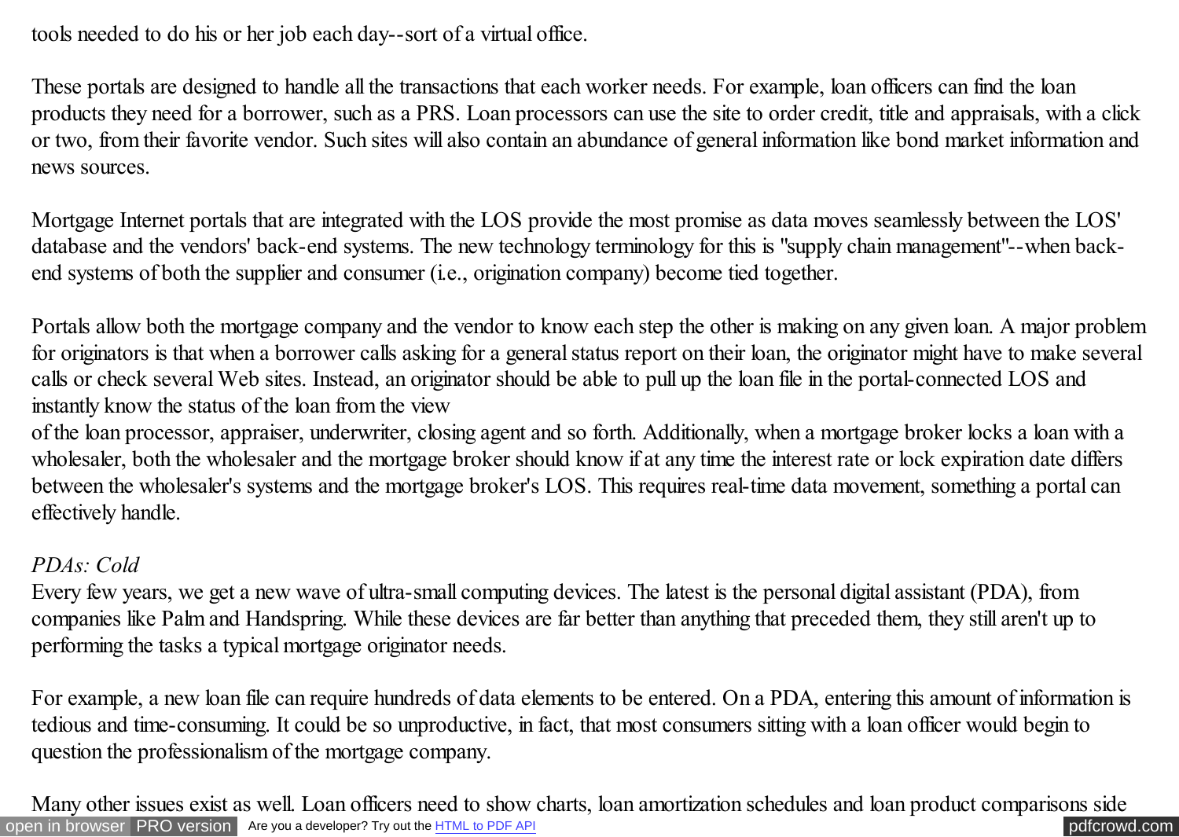tools needed to do his or her job each day--sort of a virtual office.

These portals are designed to handle all the transactions that each worker needs. For example, loan officers can find the loan products they need for a borrower, such as a PRS. Loan processors can use the site to order credit, title and appraisals, with a click or two, from their favorite vendor. Such sites will also contain an abundance of general information like bond market information and news sources.

Mortgage Internet portals that are integrated with the LOS provide the most promise as data moves seamlessly between the LOS' database and the vendors' back-end systems. The new technology terminology for this is "supply chain management"--when back-end systems of both the supplier and consumer (i.e., origination company) become tied together.

Portals allow both the mortgage company and the vendor to know each step the other is making on any given loan. A major problem for originators is that when a borrower calls asking for a general status report on their loan, the originator might have to make several calls or check several Web sites. Instead, an originator should be able to pull up the loan file in the portal-connected LOS and instantly know the status of the loan from the view of the loan processor, appraiser, underwriter, closing agent and so forth. Additionally, when a mortgage broker locks a loan with a wholesaler, both the wholesaler and the mortgage broker should know if at any time the interest rate or lock expiration date differs between the wholesaler's systems and the mortgage broker's LOS. This requires real-time data movement, something a portal can effectively handle.

*PDAs: Cold*

Every few years, we get a new wave of ultra-small computing devices. The latest is the personal digital assistant (PDA), from companies like Palm and Handspring. While these devices are far better than anything that preceded them, they still aren't up to performing the tasks a typical mortgage originator needs.

For example, a new loan file can require hundreds of data elements to be entered. On a PDA, entering this amount of information is tedious and time-consuming. It could be so unproductive, in fact, that most consumers sitting with a loan officer would begin to question the professionalism of the mortgage company.

Many other issues exist as well. Loan officers need to show charts, loan amortization schedules and loan product comparisons side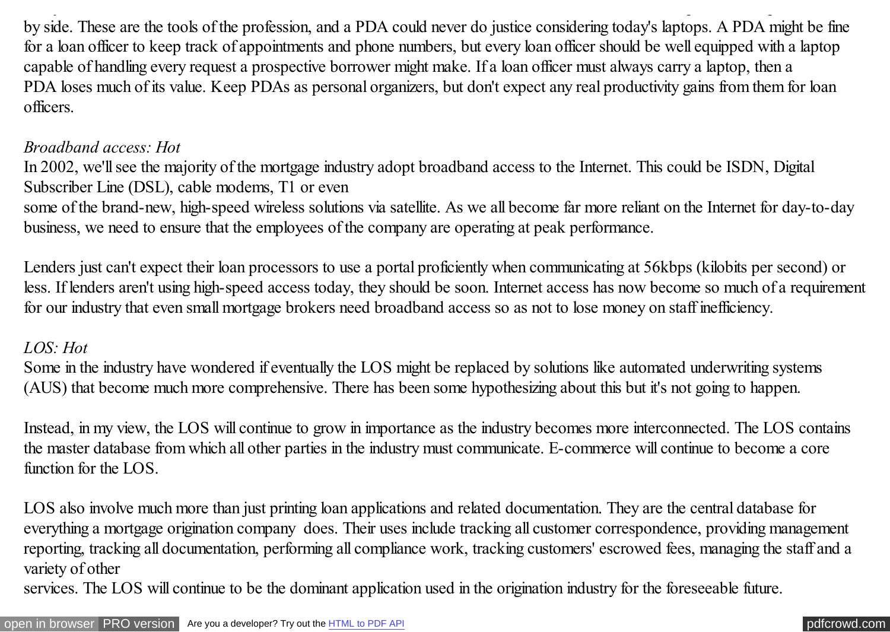by side. These are the tools of the profession, and a PDA could never do justice considering today's laptops. A PDA might be fine for a loan officer to keep track of appointments and phone numbers, but every loan officer should be well equipped with a laptop capable of handling every request a prospective borrower might make. If a loan officer must always carry a laptop, then a PDA loses much of its value. Keep PDAs as personal organizers, but don't expect any real productivity gains from them for loan officers.

*Broadband access: Hot*

In 2002, we'll see the majority of the mortgage industry adopt broadband access to the Internet. This could be ISDN, Digital Subscriber Line (DSL), cable modems, T1 or even some of the brand-new, high-speed wireless solutions via satellite. As we all become far more reliant on the Internet for day-to-day business, we need to ensure that the employees of the company are operating at peak performance.

Lenders just can't expect their loan processors to use a portal proficiently when communicating at 56kbps (kilobits per second) or less. If lenders aren't using high-speed access today, they should be soon. Internet access has now become so much of a requirement for our industry that even small mortgage brokers need broadband access so as not to lose money on staff inefficiency.

*LOS: Hot*

Some in the industry have wondered if eventually the LOS might be replaced by solutions like automated underwriting systems (AUS) that become much more comprehensive. There has been some hypothesizing about this but it's not going to happen.

Instead, in my view, the LOS will continue to grow in importance as the industry becomes more interconnected. The LOS contains the master database from which all other parties in the industry must communicate. E-commerce will continue to become a core function for the LOS.

LOS also involve much more than just printing loan applications and related documentation. They are the central database for everything a mortgage origination company does. Their uses include tracking all customer correspondence, providing management reporting, tracking all documentation, performing all compliance work, tracking customers' escrowed fees, managing the staff and a variety of other services. The LOS will continue to be the dominant application used in the origination industry for the foreseeable future.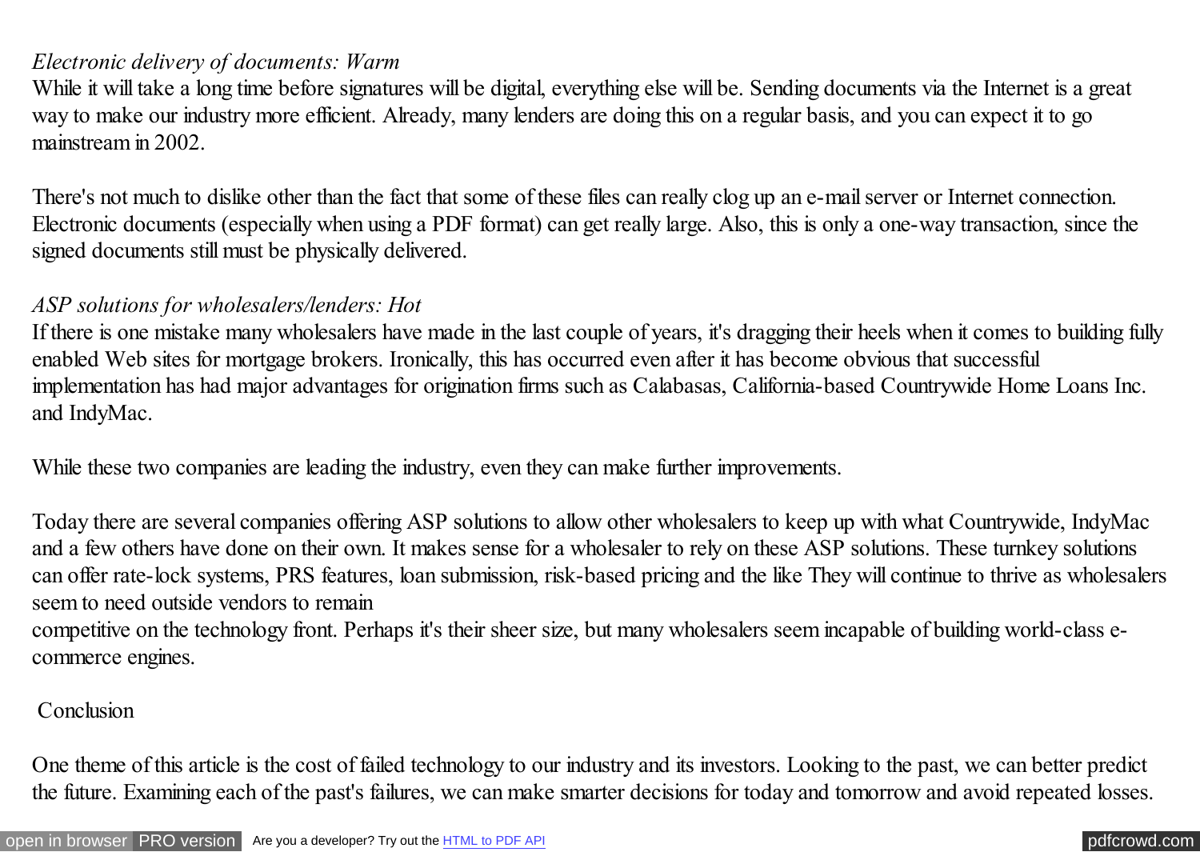*Electronic delivery of documents: Warm*

While it will take a long time before signatures will be digital, everything else will be. Sending documents via the Internet is a great way to make our industry more efficient. Already, many lenders are doing this on a regular basis, and you can expect it to go mainstream in 2002.

There's not much to dislike other than the fact that some of these files can really clog up an e-mail server or Internet connection. Electronic documents (especially when using a PDF format) can get really large. Also, this is only a one-way transaction, since the signed documents still must be physically delivered.

*ASP solutions for wholesalers/lenders: Hot*

If there is one mistake many wholesalers have made in the last couple of years, it's dragging their heels when it comes to building fully enabled Web sites for mortgage brokers. Ironically, this has occurred even after it has become obvious that successful implementation has had major advantages for origination firms such as Calabasas, California-based Countrywide Home Loans Inc. and IndyMac.

While these two companies are leading the industry, even they can make further improvements.

Today there are several companies offering ASP solutions to allow other wholesalers to keep up with what Countrywide, IndyMac and a few others have done on their own. It makes sense for a wholesaler to rely on these ASP solutions. These turnkey solutions can offer rate-lock systems, PRS features, loan submission, risk-based pricing and the like They will continue to thrive as wholesalers seem to need outside vendors to remain competitive on the technology front. Perhaps it's their sheer size, but many wholesalers seem incapable of building world-class e-commerce engines.

Conclusion

One theme of this article is the cost of failed technology to our industry and its investors. Looking to the past, we can better predict the future. Examining each of the past's failures, we can make smarter decisions for today and tomorrow and avoid repeated losses.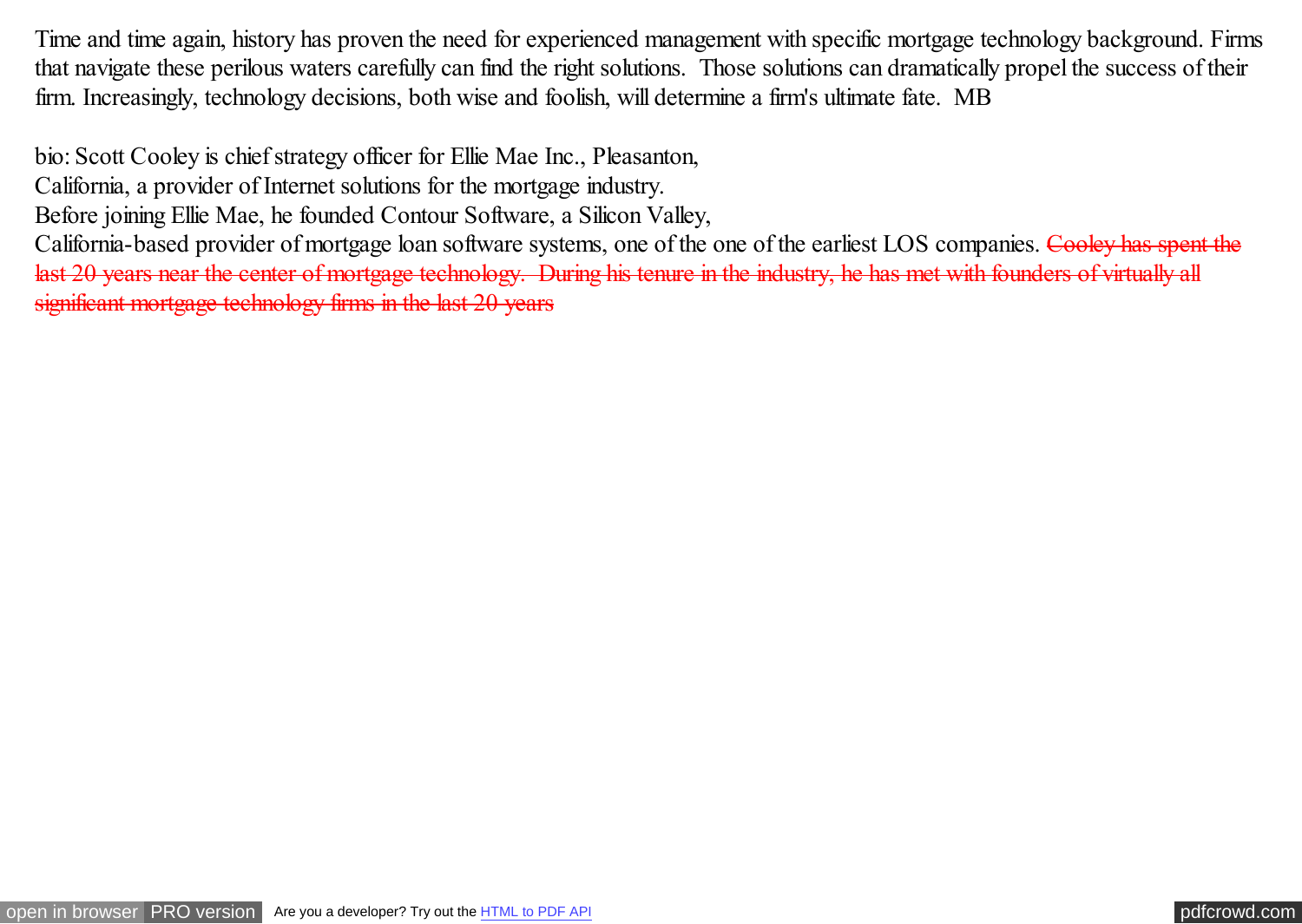Time and time again, history has proven the need for experienced management with specific mortgage technology background. Firms that navigate these perilous waters carefully can find the right solutions. Those solutions can dramatically propel the success of their firm. Increasingly, technology decisions, both wise and foolish, will determine a firm's ultimate fate. MB

bio: Scott Cooley is chief strategy officer for Ellie Mae Inc., Pleasanton,
California, a provider of Internet solutions for the mortgage industry.
Before joining Ellie Mae, he founded Contour Software, a Silicon Valley,
California-based provider of mortgage loan software systems, one of the one of the earliest LOS companies. ~~Cooley has spent the last 20 years near the center of mortgage technology. During his tenure in the industry, he has met with founders of virtually all significant mortgage technology firms in the last 20 years~~